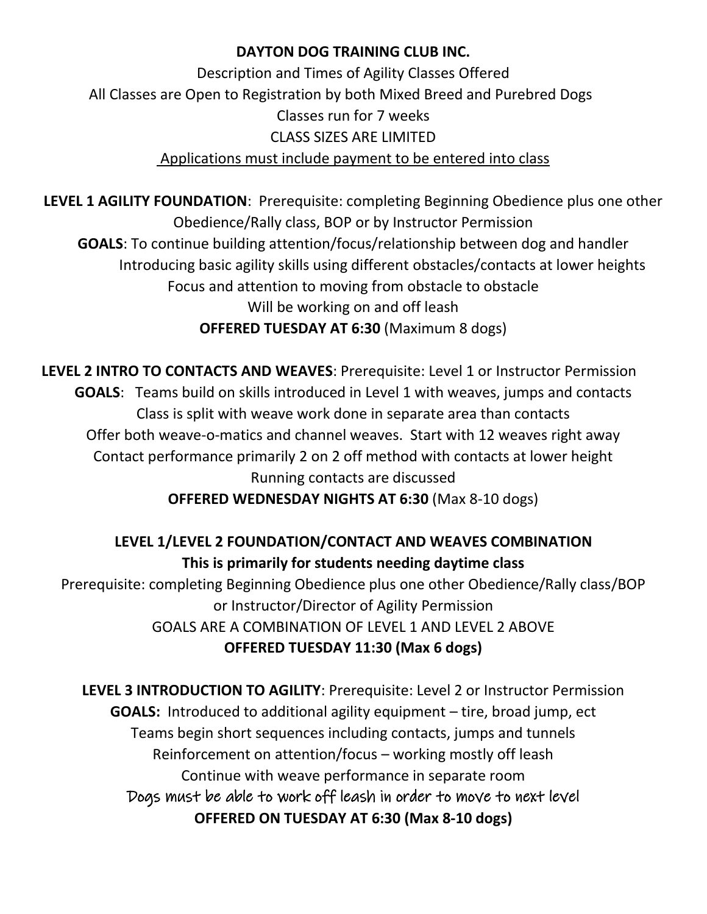**DAYTON DOG TRAINING CLUB INC.**

Description and Times of Agility Classes Offered

All Classes are Open to Registration by both Mixed Breed and Purebred Dogs

Classes run for 7 weeks

CLASS SIZES ARE LIMITED

<u>Applications must include payment to be entered into class</u>

**LEVEL 1 AGILITY FOUNDATION**: Prerequisite: completing Beginning Obedience plus one other Obedience/Rally class, BOP or by Instructor Permission

**GOALS**: To continue building attention/focus/relationship between dog and handler

Introducing basic agility skills using different obstacles/contacts at lower heights

Focus and attention to moving from obstacle to obstacle

Will be working on and off leash

**OFFERED TUESDAY AT 6:30** (Maximum 8 dogs)

**LEVEL 2 INTRO TO CONTACTS AND WEAVES**: Prerequisite: Level 1 or Instructor Permission

**GOALS**: Teams build on skills introduced in Level 1 with weaves, jumps and contacts

Class is split with weave work done in separate area than contacts

Offer both weave-o-matics and channel weaves. Start with 12 weaves right away

Contact performance primarily 2 on 2 off method with contacts at lower height

Running contacts are discussed

**OFFERED WEDNESDAY NIGHTS AT 6:30** (Max 8-10 dogs)

**LEVEL 1/LEVEL 2 FOUNDATION/CONTACT AND WEAVES COMBINATION**

**This is primarily for students needing daytime class**

Prerequisite: completing Beginning Obedience plus one other Obedience/Rally class/BOP or Instructor/Director of Agility Permission

GOALS ARE A COMBINATION OF LEVEL 1 AND LEVEL 2 ABOVE

**OFFERED TUESDAY 11:30 (Max 6 dogs)**

**LEVEL 3 INTRODUCTION TO AGILITY**: Prerequisite: Level 2 or Instructor Permission

**GOALS:** Introduced to additional agility equipment – tire, broad jump, ect

Teams begin short sequences including contacts, jumps and tunnels

Reinforcement on attention/focus – working mostly off leash

Continue with weave performance in separate room

Dogs must be able to work off leash in order to move to next level

**OFFERED ON TUESDAY AT 6:30 (Max 8-10 dogs)**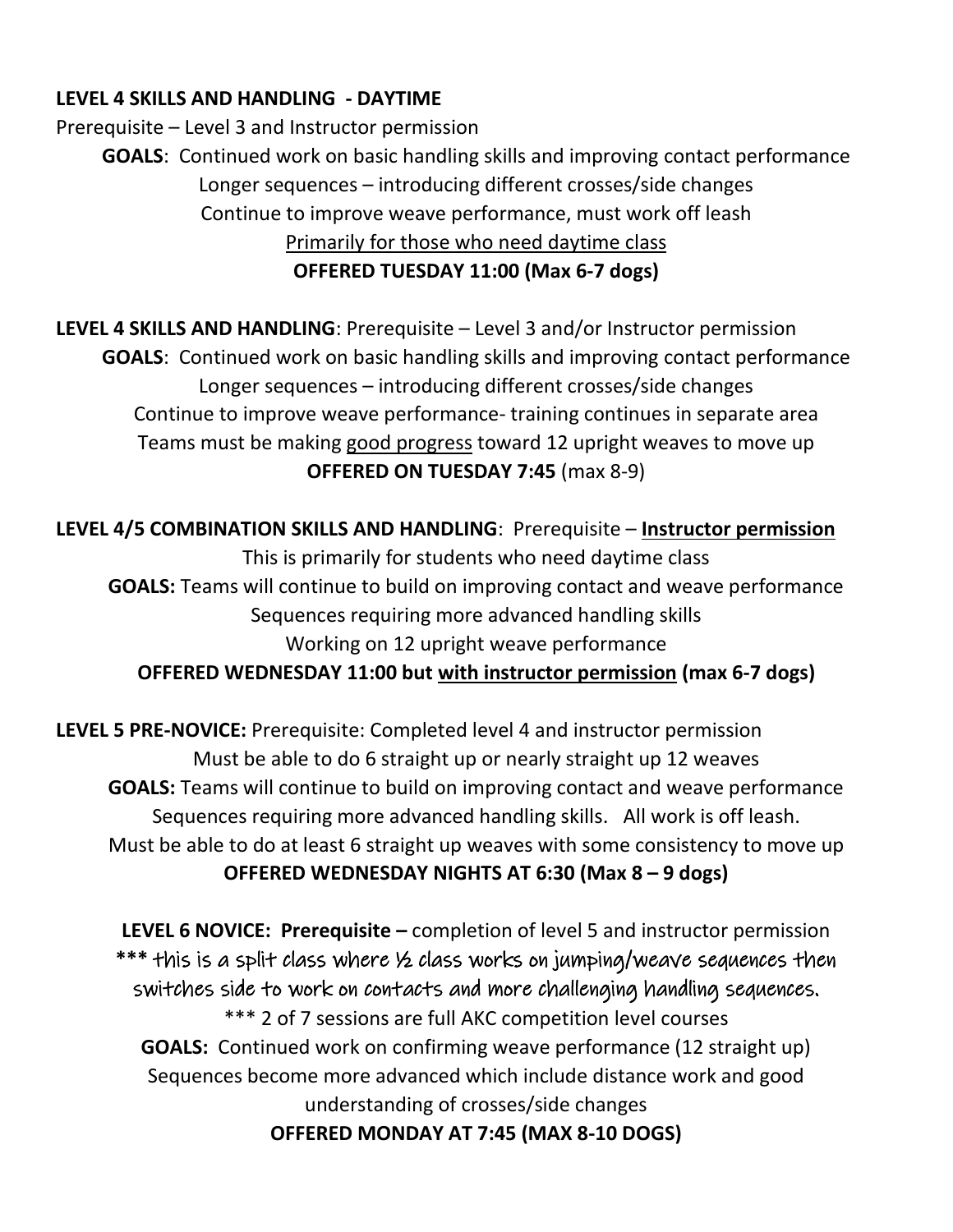**LEVEL 4 SKILLS AND HANDLING - DAYTIME**

Prerequisite – Level 3 and Instructor permission

**GOALS**: Continued work on basic handling skills and improving contact performance

Longer sequences – introducing different crosses/side changes

Continue to improve weave performance, must work off leash

Primarily for those who need daytime class

**OFFERED TUESDAY 11:00 (Max 6-7 dogs)**

**LEVEL 4 SKILLS AND HANDLING**: Prerequisite – Level 3 and/or Instructor permission

**GOALS**: Continued work on basic handling skills and improving contact performance

Longer sequences – introducing different crosses/side changes

Continue to improve weave performance- training continues in separate area

Teams must be making good progress toward 12 upright weaves to move up

**OFFERED ON TUESDAY 7:45** (max 8-9)

**LEVEL 4/5 COMBINATION SKILLS AND HANDLING**: Prerequisite – **Instructor permission**

This is primarily for students who need daytime class

**GOALS:** Teams will continue to build on improving contact and weave performance

Sequences requiring more advanced handling skills

Working on 12 upright weave performance

**OFFERED WEDNESDAY 11:00 but with instructor permission (max 6-7 dogs)**

**LEVEL 5 PRE-NOVICE:** Prerequisite: Completed level 4 and instructor permission

Must be able to do 6 straight up or nearly straight up 12 weaves

**GOALS:** Teams will continue to build on improving contact and weave performance

Sequences requiring more advanced handling skills. All work is off leash.

Must be able to do at least 6 straight up weaves with some consistency to move up

**OFFERED WEDNESDAY NIGHTS AT 6:30 (Max 8 – 9 dogs)**

**LEVEL 6 NOVICE: Prerequisite –** completion of level 5 and instructor permission

\*\*\* this is a split class where ½ class works on jumping/weave sequences then switches side to work on contacts and more challenging handling sequences.

\*\*\* 2 of 7 sessions are full AKC competition level courses

**GOALS:** Continued work on confirming weave performance (12 straight up)

Sequences become more advanced which include distance work and good understanding of crosses/side changes

**OFFERED MONDAY AT 7:45 (MAX 8-10 DOGS)**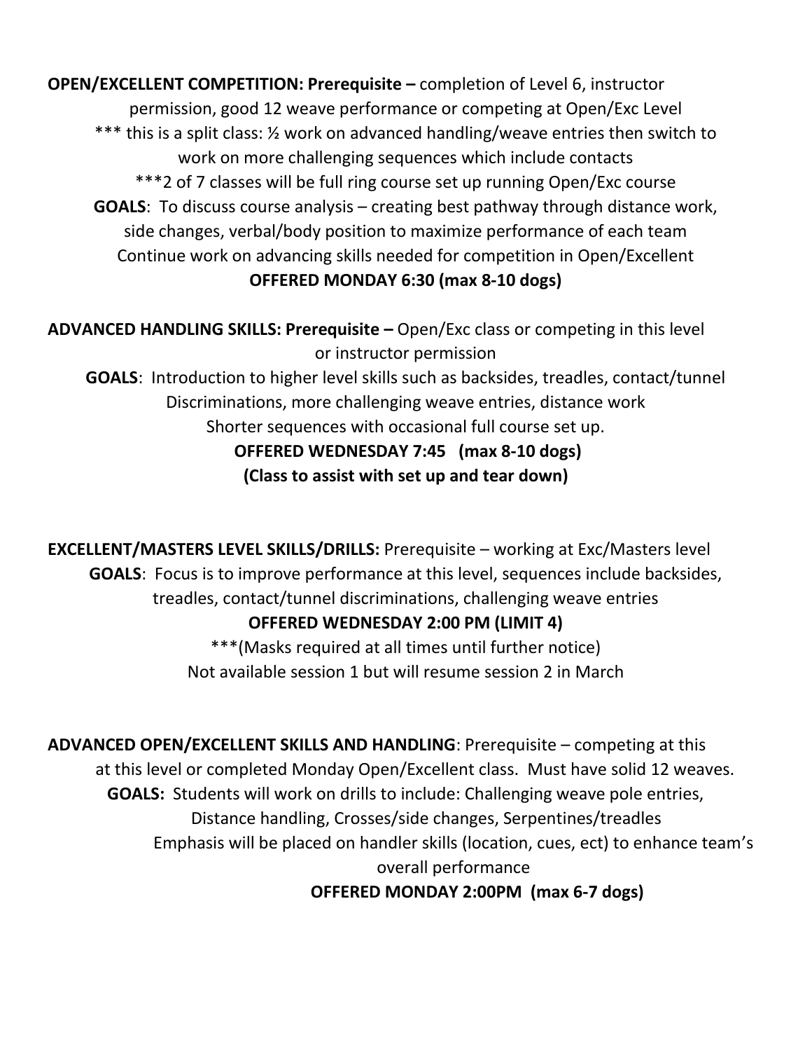**OPEN/EXCELLENT COMPETITION: Prerequisite –** completion of Level 6, instructor permission, good 12 weave performance or competing at Open/Exc Level

*** this is a split class: ½ work on advanced handling/weave entries then switch to work on more challenging sequences which include contacts

***2 of 7 classes will be full ring course set up running Open/Exc course

**GOALS**: To discuss course analysis – creating best pathway through distance work, side changes, verbal/body position to maximize performance of each team

Continue work on advancing skills needed for competition in Open/Excellent

**OFFERED MONDAY 6:30 (max 8-10 dogs)**

**ADVANCED HANDLING SKILLS: Prerequisite –** Open/Exc class or competing in this level or instructor permission

**GOALS**: Introduction to higher level skills such as backsides, treadles, contact/tunnel Discriminations, more challenging weave entries, distance work

Shorter sequences with occasional full course set up.

**OFFERED WEDNESDAY 7:45 (max 8-10 dogs)**

**(Class to assist with set up and tear down)**

**EXCELLENT/MASTERS LEVEL SKILLS/DRILLS:** Prerequisite – working at Exc/Masters level

**GOALS**: Focus is to improve performance at this level, sequences include backsides, treadles, contact/tunnel discriminations, challenging weave entries

**OFFERED WEDNESDAY 2:00 PM (LIMIT 4)**

***(Masks required at all times until further notice)

Not available session 1 but will resume session 2 in March

**ADVANCED OPEN/EXCELLENT SKILLS AND HANDLING**: Prerequisite – competing at this at this level or completed Monday Open/Excellent class. Must have solid 12 weaves.

**GOALS:** Students will work on drills to include: Challenging weave pole entries, Distance handling, Crosses/side changes, Serpentines/treadles

Emphasis will be placed on handler skills (location, cues, ect) to enhance team's overall performance

**OFFERED MONDAY 2:00PM (max 6-7 dogs)**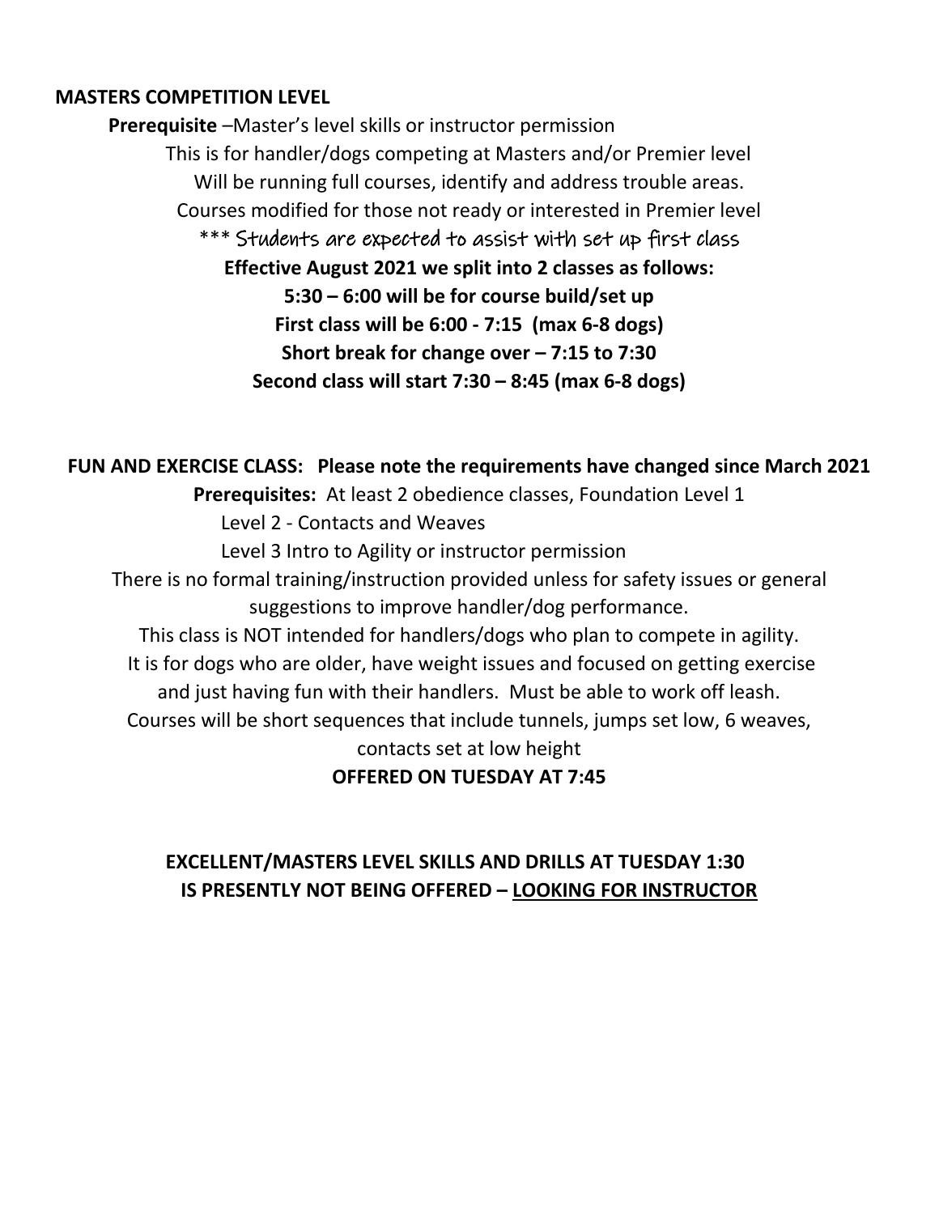**MASTERS COMPETITION LEVEL**

**Prerequisite** –Master's level skills or instructor permission

This is for handler/dogs competing at Masters and/or Premier level

Will be running full courses, identify and address trouble areas.

Courses modified for those not ready or interested in Premier level

*** Students are expected to assist with set up first class

**Effective August 2021 we split into 2 classes as follows:**

**5:30 – 6:00 will be for course build/set up**

**First class will be 6:00 - 7:15 (max 6-8 dogs)**

**Short break for change over – 7:15 to 7:30**

**Second class will start 7:30 – 8:45 (max 6-8 dogs)**

**FUN AND EXERCISE CLASS: Please note the requirements have changed since March 2021**

**Prerequisites:** At least 2 obedience classes, Foundation Level 1

Level 2 - Contacts and Weaves

Level 3 Intro to Agility or instructor permission

There is no formal training/instruction provided unless for safety issues or general suggestions to improve handler/dog performance.

This class is NOT intended for handlers/dogs who plan to compete in agility.

It is for dogs who are older, have weight issues and focused on getting exercise and just having fun with their handlers. Must be able to work off leash.

Courses will be short sequences that include tunnels, jumps set low, 6 weaves, contacts set at low height

**OFFERED ON TUESDAY AT 7:45**

**EXCELLENT/MASTERS LEVEL SKILLS AND DRILLS AT TUESDAY 1:30**
**IS PRESENTLY NOT BEING OFFERED – <u>LOOKING FOR INSTRUCTOR</u>**